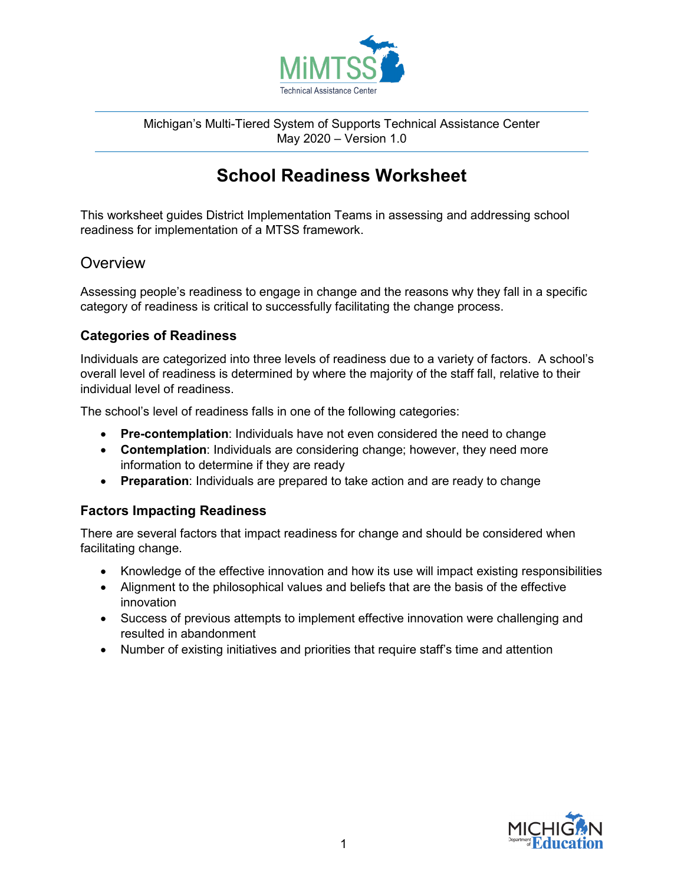Michigan's Multi-Tiered System of Supports Technical Assistance Center
May 2020 – Version 1.0

# School Readiness Worksheet

This worksheet guides District Implementation Teams in assessing and addressing school readiness for implementation of a MTSS framework.

## Overview

Assessing people's readiness to engage in change and the reasons why they fall in a specific category of readiness is critical to successfully facilitating the change process.

### Categories of Readiness

Individuals are categorized into three levels of readiness due to a variety of factors. A school's overall level of readiness is determined by where the majority of the staff fall, relative to their individual level of readiness.

The school's level of readiness falls in one of the following categories:

- **Pre-contemplation**: Individuals have not even considered the need to change
- **Contemplation**: Individuals are considering change; however, they need more information to determine if they are ready
- **Preparation**: Individuals are prepared to take action and are ready to change

### Factors Impacting Readiness

There are several factors that impact readiness for change and should be considered when facilitating change.

- Knowledge of the effective innovation and how its use will impact existing responsibilities
- Alignment to the philosophical values and beliefs that are the basis of the effective innovation
- Success of previous attempts to implement effective innovation were challenging and resulted in abandonment
- Number of existing initiatives and priorities that require staff's time and attention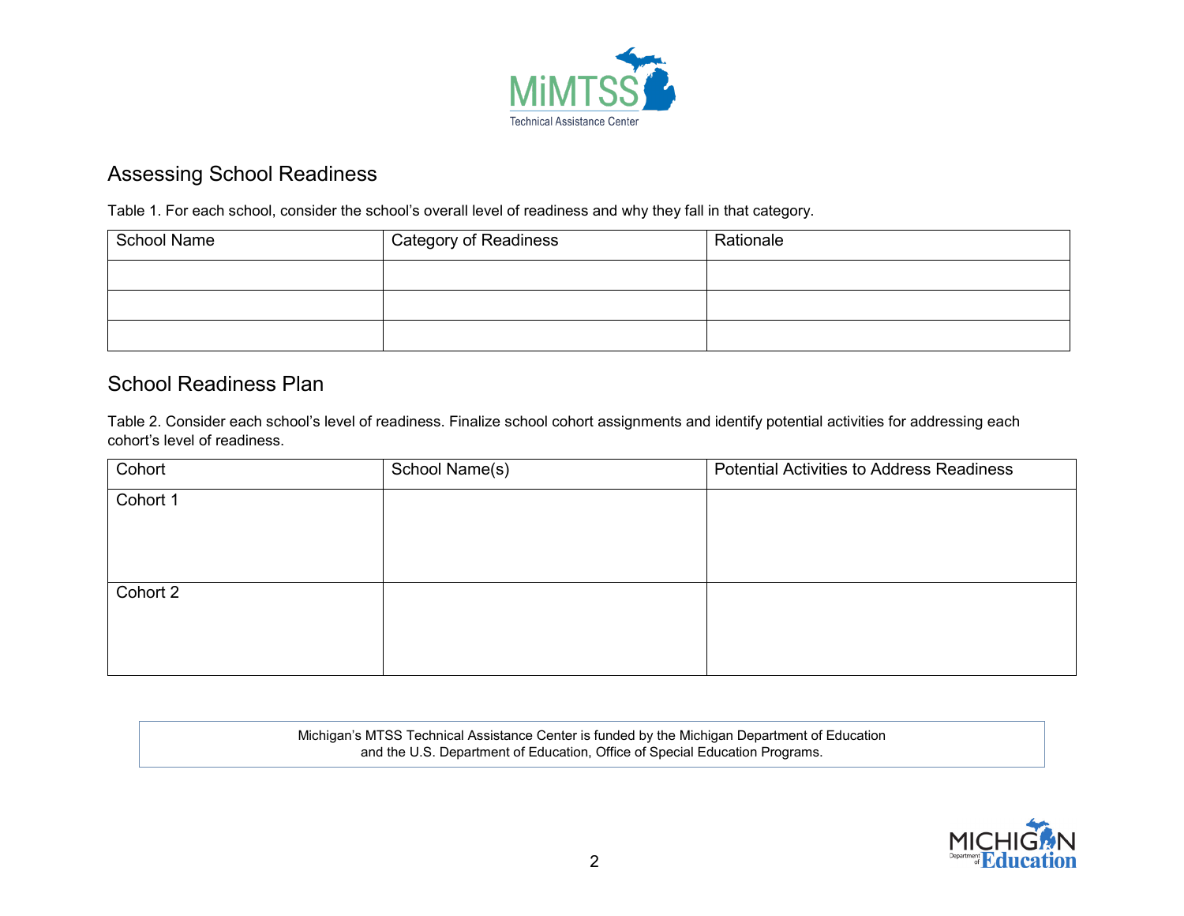## Assessing School Readiness

Table 1. For each school, consider the school's overall level of readiness and why they fall in that category.

| School Name | Category of Readiness | Rationale |
|---|---|---|
| | | |
| | | |
| | | |

## School Readiness Plan

Table 2. Consider each school's level of readiness. Finalize school cohort assignments and identify potential activities for addressing each cohort's level of readiness.

| Cohort | School Name(s) | Potential Activities to Address Readiness |
|---|---|---|
| Cohort 1 | | |
| Cohort 2 | | |

Michigan's MTSS Technical Assistance Center is funded by the Michigan Department of Education and the U.S. Department of Education, Office of Special Education Programs.